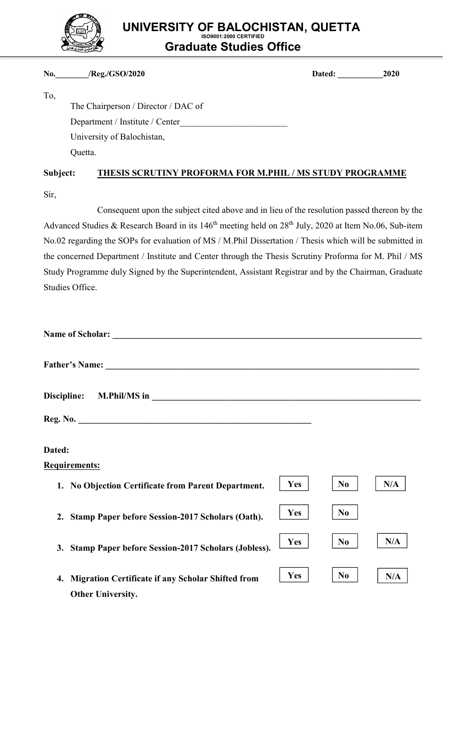# UNIVERSITY OF BALOCHISTAN, QUETTA

ISO9001:2000 CERTIFIED

## Graduate Studies Office

**No.________/Reg./GSO/2020** **Dated: ___________2020**

To,

The Chairperson / Director / DAC of

Department / Institute / Center________________________

University of Balochistan,

Quetta.

**Subject: <u>THESIS SCRUTINY PROFORMA FOR M.PHIL / MS STUDY PROGRAMME</u>**

Sir,

Consequent upon the subject cited above and in lieu of the resolution passed thereon by the Advanced Studies & Research Board in its 146th meeting held on 28th July, 2020 at Item No.06, Sub-item No.02 regarding the SOPs for evaluation of MS / M.Phil Dissertation / Thesis which will be submitted in the concerned Department / Institute and Center through the Thesis Scrutiny Proforma for M. Phil / MS Study Programme duly Signed by the Superintendent, Assistant Registrar and by the Chairman, Graduate Studies Office.

**Name of Scholar: ______________________________________________________________________**

**Father's Name: _______________________________________________________________________**

**Discipline: M.Phil/MS in ______________________________________________________________**

**Reg. No. ___________________________________________________**

**Dated:**

**<u>Requirements:</u>**

| Requirement | | | |
|---|---|---|---|
| **1. No Objection Certificate from Parent Department.** | **Yes** | **No** | **N/A** |
| **2. Stamp Paper before Session-2017 Scholars (Oath).** | **Yes** | **No** | |
| **3. Stamp Paper before Session-2017 Scholars (Jobless).** | **Yes** | **No** | **N/A** |
| **4. Migration Certificate if any Scholar Shifted from Other University.** | **Yes** | **No** | **N/A** |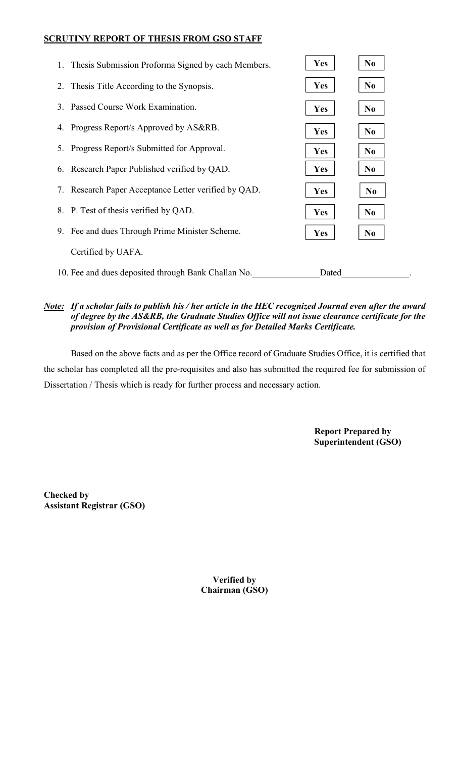**SCRUTINY REPORT OF THESIS FROM GSO STAFF**

| | | |
|---|---|---|
| 1. Thesis Submission Proforma Signed by each Members. | **Yes** | **No** |
| 2. Thesis Title According to the Synopsis. | **Yes** | **No** |
| 3. Passed Course Work Examination. | **Yes** | **No** |
| 4. Progress Report/s Approved by AS&RB. | **Yes** | **No** |
| 5. Progress Report/s Submitted for Approval. | **Yes** | **No** |
| 6. Research Paper Published verified by QAD. | **Yes** | **No** |
| 7. Research Paper Acceptance Letter verified by QAD. | **Yes** | **No** |
| 8. P. Test of thesis verified by QAD. | **Yes** | **No** |
| 9. Fee and dues Through Prime Minister Scheme. Certified by UAFA. | **Yes** | **No** |

10. Fee and dues deposited through Bank Challan No.\_\_\_\_\_\_\_\_\_\_\_\_\_\_\_Dated\_\_\_\_\_\_\_\_\_\_\_\_\_\_\_.

***Note:*** ***If a scholar fails to publish his / her article in the HEC recognized Journal even after the award of degree by the AS&RB, the Graduate Studies Office will not issue clearance certificate for the provision of Provisional Certificate as well as for Detailed Marks Certificate.***

Based on the above facts and as per the Office record of Graduate Studies Office, it is certified that the scholar has completed all the pre-requisites and also has submitted the required fee for submission of Dissertation / Thesis which is ready for further process and necessary action.

**Report Prepared by**
**Superintendent (GSO)**

**Checked by**
**Assistant Registrar (GSO)**

**Verified by**
**Chairman (GSO)**